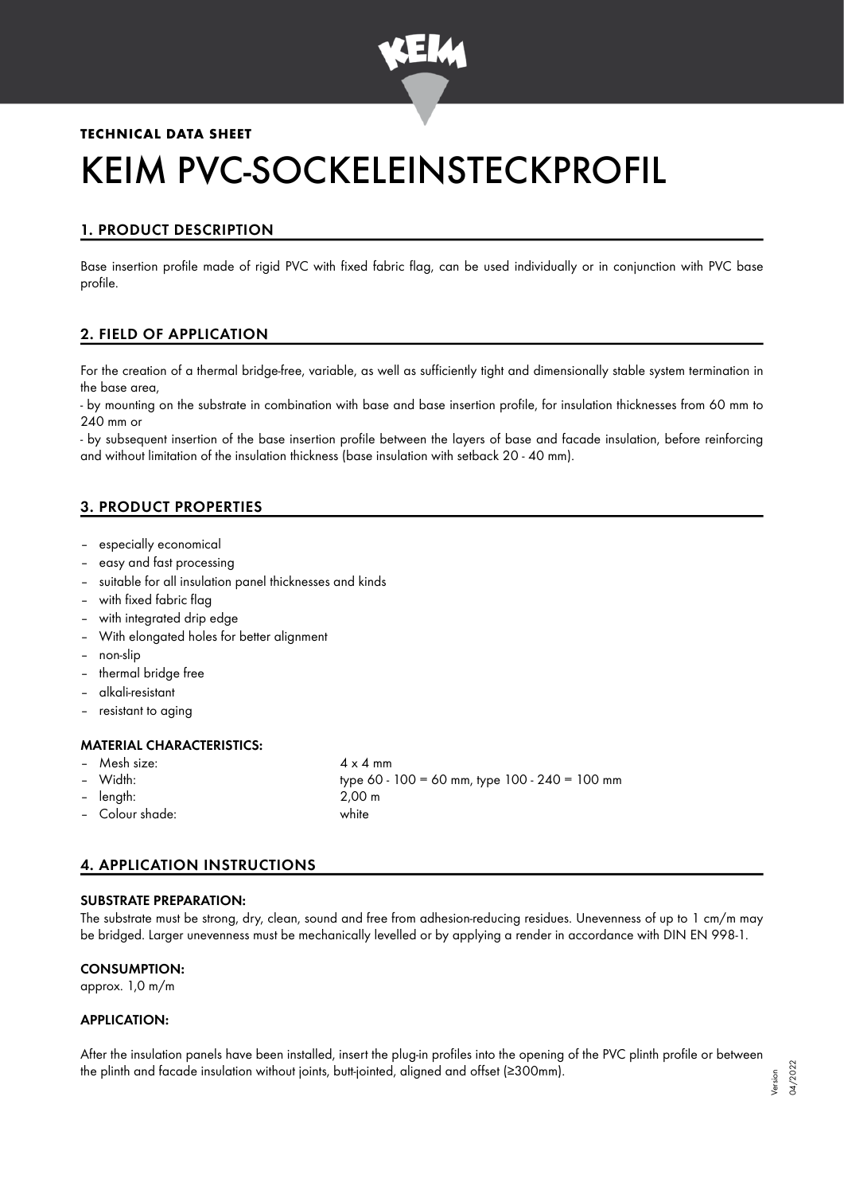**TECHNICAL DATA SHEET**

# KEIM PVC-SOCKELEINSTECKPROFIL

## 1. PRODUCT DESCRIPTION

Base insertion profile made of rigid PVC with fixed fabric flag, can be used individually or in conjunction with PVC base profile.

## 2. FIELD OF APPLICATION

For the creation of a thermal bridge-free, variable, as well as sufficiently tight and dimensionally stable system termination in the base area,

- by mounting on the substrate in combination with base and base insertion profile, for insulation thicknesses from 60 mm to 240 mm or

- by subsequent insertion of the base insertion profile between the layers of base and facade insulation, before reinforcing and without limitation of the insulation thickness (base insulation with setback 20 - 40 mm).

## 3. PRODUCT PROPERTIES

- especially economical
- easy and fast processing
- suitable for all insulation panel thicknesses and kinds
- with fixed fabric flag
- with integrated drip edge
- With elongated holes for better alignment
- non-slip
- thermal bridge free
- alkali-resistant
- resistant to aging

### MATERIAL CHARACTERISTICS:

- Mesh size: 4 x 4 mm
- Width: type 60 - 100 = 60 mm, type 100 - 240 = 100 mm
- length: 2,00 m
- Colour shade: white

## 4. APPLICATION INSTRUCTIONS

### SUBSTRATE PREPARATION:

The substrate must be strong, dry, clean, sound and free from adhesion-reducing residues. Unevenness of up to 1 cm/m may be bridged. Larger unevenness must be mechanically levelled or by applying a render in accordance with DIN EN 998-1.

### CONSUMPTION:

approx. 1,0 m/m

### APPLICATION:

After the insulation panels have been installed, insert the plug-in profiles into the opening of the PVC plinth profile or between the plinth and facade insulation without joints, butt-jointed, aligned and offset (≥300mm).

Version 04/2022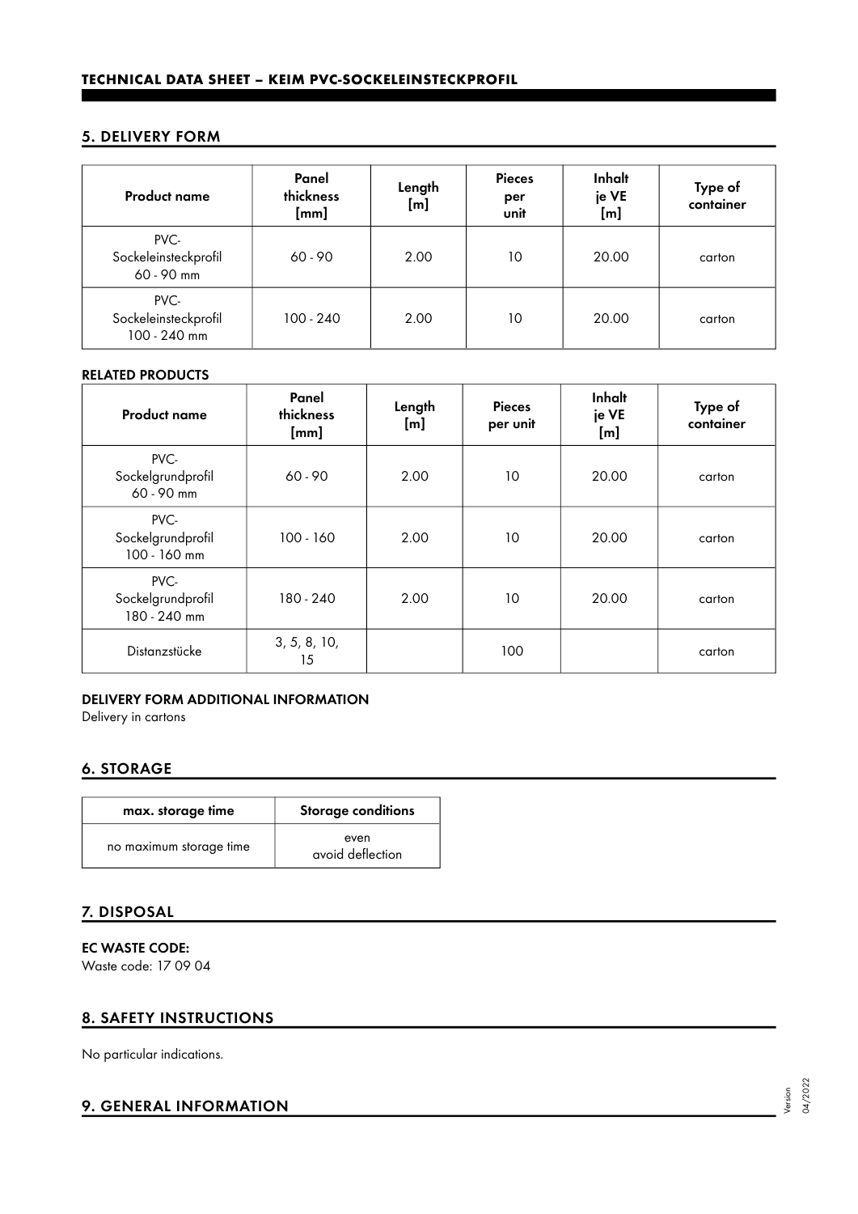## 5. DELIVERY FORM

| Product name | Panel thickness [mm] | Length [m] | Pieces per unit | Inhalt je VE [m] | Type of container |
|---|---|---|---|---|---|
| PVC-Sockeleinsteckprofil 60 - 90 mm | 60 - 90 | 2.00 | 10 | 20.00 | carton |
| PVC-Sockeleinsteckprofil 100 - 240 mm | 100 - 240 | 2.00 | 10 | 20.00 | carton |

### RELATED PRODUCTS

| Product name | Panel thickness [mm] | Length [m] | Pieces per unit | Inhalt je VE [m] | Type of container |
|---|---|---|---|---|---|
| PVC-Sockelgrundprofil 60 - 90 mm | 60 - 90 | 2.00 | 10 | 20.00 | carton |
| PVC-Sockelgrundprofil 100 - 160 mm | 100 - 160 | 2.00 | 10 | 20.00 | carton |
| PVC-Sockelgrundprofil 180 - 240 mm | 180 - 240 | 2.00 | 10 | 20.00 | carton |
| Distanzstücke | 3, 5, 8, 10, 15 | | 100 | | carton |

### DELIVERY FORM ADDITIONAL INFORMATION

Delivery in cartons

## 6. STORAGE

| max. storage time | Storage conditions |
|---|---|
| no maximum storage time | even avoid deflection |

## 7. DISPOSAL

### EC WASTE CODE:

Waste code: 17 09 04

## 8. SAFETY INSTRUCTIONS

No particular indications.

## 9. GENERAL INFORMATION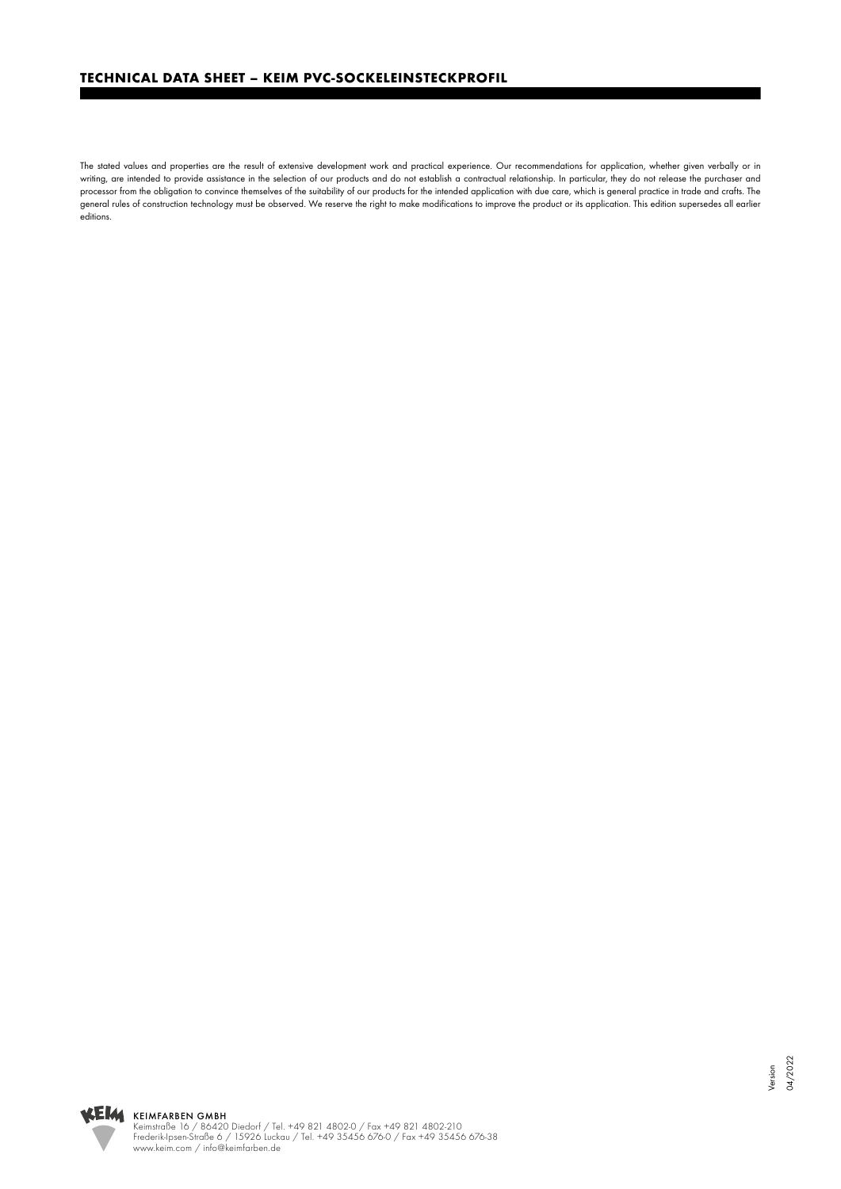The stated values and properties are the result of extensive development work and practical experience. Our recommendations for application, whether given verbally or in writing, are intended to provide assistance in the selection of our products and do not establish a contractual relationship. In particular, they do not release the purchaser and processor from the obligation to convince themselves of the suitability of our products for the intended application with due care, which is general practice in trade and crafts. The general rules of construction technology must be observed. We reserve the right to make modifications to improve the product or its application. This edition supersedes all earlier editions.